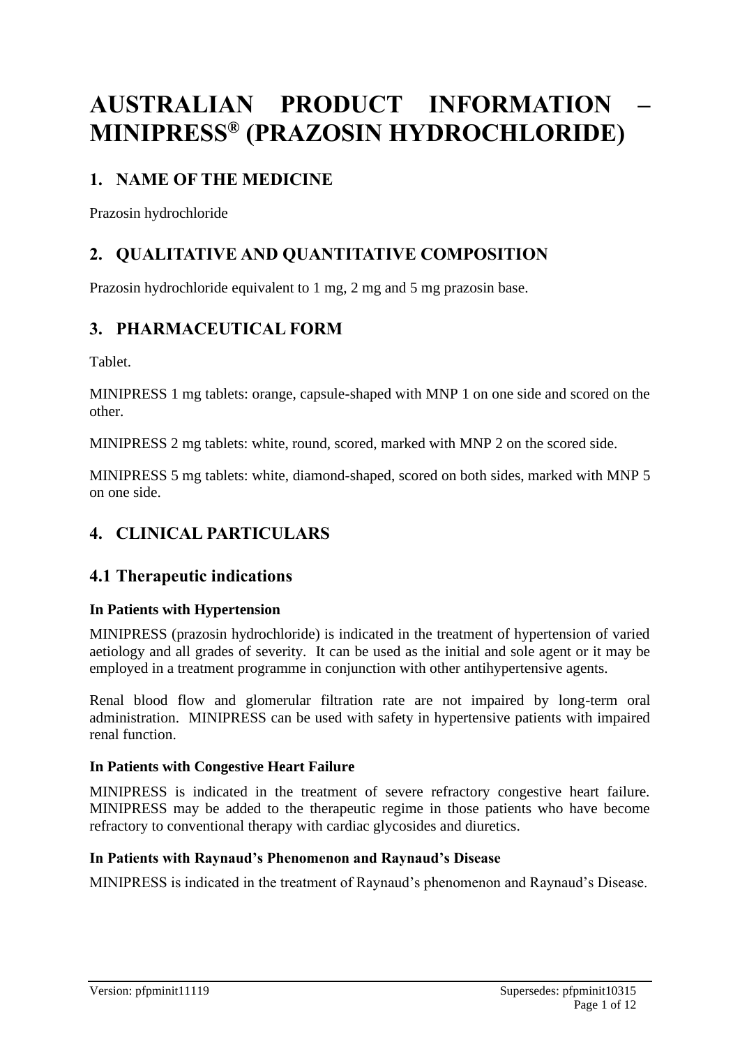# AUSTRALIAN PRODUCT INFORMATION – MINIPRESS® (PRAZOSIN HYDROCHLORIDE)

## 1. NAME OF THE MEDICINE

Prazosin hydrochloride

## 2. QUALITATIVE AND QUANTITATIVE COMPOSITION

Prazosin hydrochloride equivalent to 1 mg, 2 mg and 5 mg prazosin base.

## 3. PHARMACEUTICAL FORM

Tablet.

MINIPRESS 1 mg tablets: orange, capsule-shaped with MNP 1 on one side and scored on the other.

MINIPRESS 2 mg tablets: white, round, scored, marked with MNP 2 on the scored side.

MINIPRESS 5 mg tablets: white, diamond-shaped, scored on both sides, marked with MNP 5 on one side.

## 4. CLINICAL PARTICULARS

### 4.1 Therapeutic indications

**In Patients with Hypertension**

MINIPRESS (prazosin hydrochloride) is indicated in the treatment of hypertension of varied aetiology and all grades of severity. It can be used as the initial and sole agent or it may be employed in a treatment programme in conjunction with other antihypertensive agents.

Renal blood flow and glomerular filtration rate are not impaired by long-term oral administration. MINIPRESS can be used with safety in hypertensive patients with impaired renal function.

**In Patients with Congestive Heart Failure**

MINIPRESS is indicated in the treatment of severe refractory congestive heart failure. MINIPRESS may be added to the therapeutic regime in those patients who have become refractory to conventional therapy with cardiac glycosides and diuretics.

**In Patients with Raynaud's Phenomenon and Raynaud's Disease**

MINIPRESS is indicated in the treatment of Raynaud's phenomenon and Raynaud's Disease.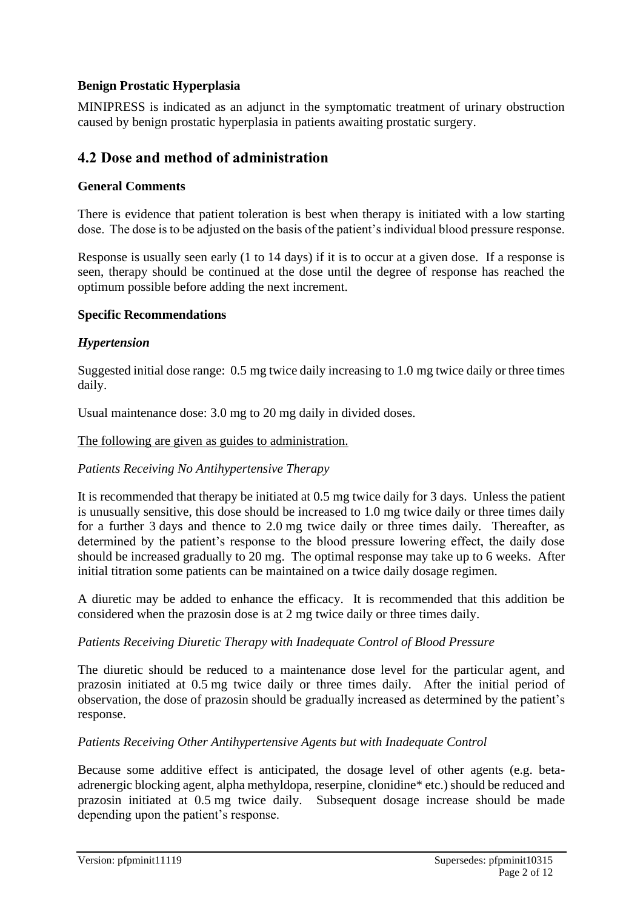**Benign Prostatic Hyperplasia**

MINIPRESS is indicated as an adjunct in the symptomatic treatment of urinary obstruction caused by benign prostatic hyperplasia in patients awaiting prostatic surgery.

## 4.2 Dose and method of administration

**General Comments**

There is evidence that patient toleration is best when therapy is initiated with a low starting dose. The dose is to be adjusted on the basis of the patient's individual blood pressure response.

Response is usually seen early (1 to 14 days) if it is to occur at a given dose. If a response is seen, therapy should be continued at the dose until the degree of response has reached the optimum possible before adding the next increment.

**Specific Recommendations**

***Hypertension***

Suggested initial dose range: 0.5 mg twice daily increasing to 1.0 mg twice daily or three times daily.

Usual maintenance dose: 3.0 mg to 20 mg daily in divided doses.

<u>The following are given as guides to administration.</u>

*Patients Receiving No Antihypertensive Therapy*

It is recommended that therapy be initiated at 0.5 mg twice daily for 3 days. Unless the patient is unusually sensitive, this dose should be increased to 1.0 mg twice daily or three times daily for a further 3 days and thence to 2.0 mg twice daily or three times daily. Thereafter, as determined by the patient's response to the blood pressure lowering effect, the daily dose should be increased gradually to 20 mg. The optimal response may take up to 6 weeks. After initial titration some patients can be maintained on a twice daily dosage regimen.

A diuretic may be added to enhance the efficacy. It is recommended that this addition be considered when the prazosin dose is at 2 mg twice daily or three times daily.

*Patients Receiving Diuretic Therapy with Inadequate Control of Blood Pressure*

The diuretic should be reduced to a maintenance dose level for the particular agent, and prazosin initiated at 0.5 mg twice daily or three times daily. After the initial period of observation, the dose of prazosin should be gradually increased as determined by the patient's response.

*Patients Receiving Other Antihypertensive Agents but with Inadequate Control*

Because some additive effect is anticipated, the dosage level of other agents (e.g. beta-adrenergic blocking agent, alpha methyldopa, reserpine, clonidine* etc.) should be reduced and prazosin initiated at 0.5 mg twice daily. Subsequent dosage increase should be made depending upon the patient's response.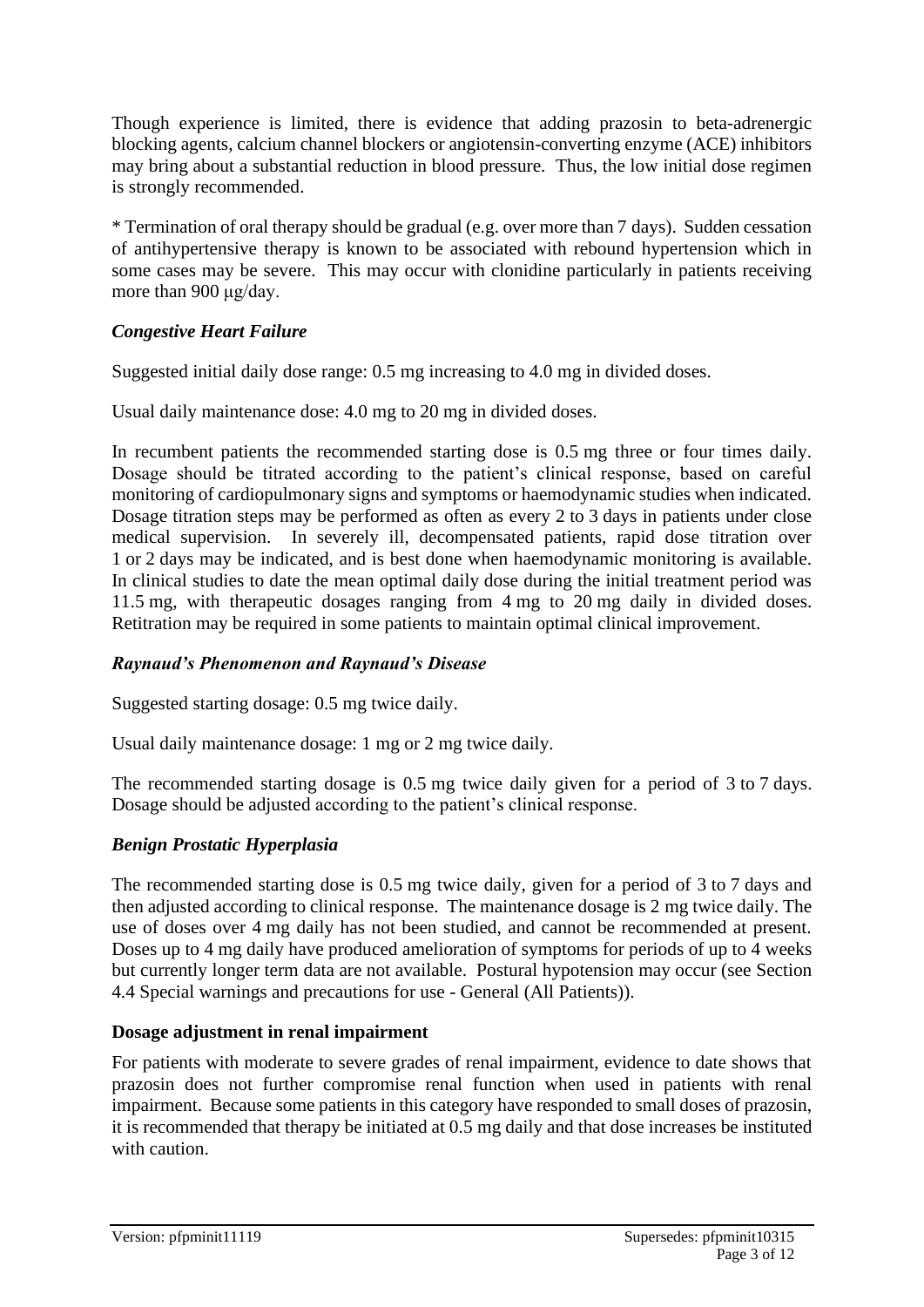Though experience is limited, there is evidence that adding prazosin to beta-adrenergic blocking agents, calcium channel blockers or angiotensin-converting enzyme (ACE) inhibitors may bring about a substantial reduction in blood pressure. Thus, the low initial dose regimen is strongly recommended.

* Termination of oral therapy should be gradual (e.g. over more than 7 days). Sudden cessation of antihypertensive therapy is known to be associated with rebound hypertension which in some cases may be severe. This may occur with clonidine particularly in patients receiving more than 900 μg/day.

### *Congestive Heart Failure*

Suggested initial daily dose range: 0.5 mg increasing to 4.0 mg in divided doses.

Usual daily maintenance dose: 4.0 mg to 20 mg in divided doses.

In recumbent patients the recommended starting dose is 0.5 mg three or four times daily. Dosage should be titrated according to the patient's clinical response, based on careful monitoring of cardiopulmonary signs and symptoms or haemodynamic studies when indicated. Dosage titration steps may be performed as often as every 2 to 3 days in patients under close medical supervision. In severely ill, decompensated patients, rapid dose titration over 1 or 2 days may be indicated, and is best done when haemodynamic monitoring is available. In clinical studies to date the mean optimal daily dose during the initial treatment period was 11.5 mg, with therapeutic dosages ranging from 4 mg to 20 mg daily in divided doses. Retitration may be required in some patients to maintain optimal clinical improvement.

### *Raynaud's Phenomenon and Raynaud's Disease*

Suggested starting dosage: 0.5 mg twice daily.

Usual daily maintenance dosage: 1 mg or 2 mg twice daily.

The recommended starting dosage is 0.5 mg twice daily given for a period of 3 to 7 days. Dosage should be adjusted according to the patient's clinical response.

### *Benign Prostatic Hyperplasia*

The recommended starting dose is 0.5 mg twice daily, given for a period of 3 to 7 days and then adjusted according to clinical response. The maintenance dosage is 2 mg twice daily. The use of doses over 4 mg daily has not been studied, and cannot be recommended at present. Doses up to 4 mg daily have produced amelioration of symptoms for periods of up to 4 weeks but currently longer term data are not available. Postural hypotension may occur (see Section 4.4 Special warnings and precautions for use - General (All Patients)).

### **Dosage adjustment in renal impairment**

For patients with moderate to severe grades of renal impairment, evidence to date shows that prazosin does not further compromise renal function when used in patients with renal impairment. Because some patients in this category have responded to small doses of prazosin, it is recommended that therapy be initiated at 0.5 mg daily and that dose increases be instituted with caution.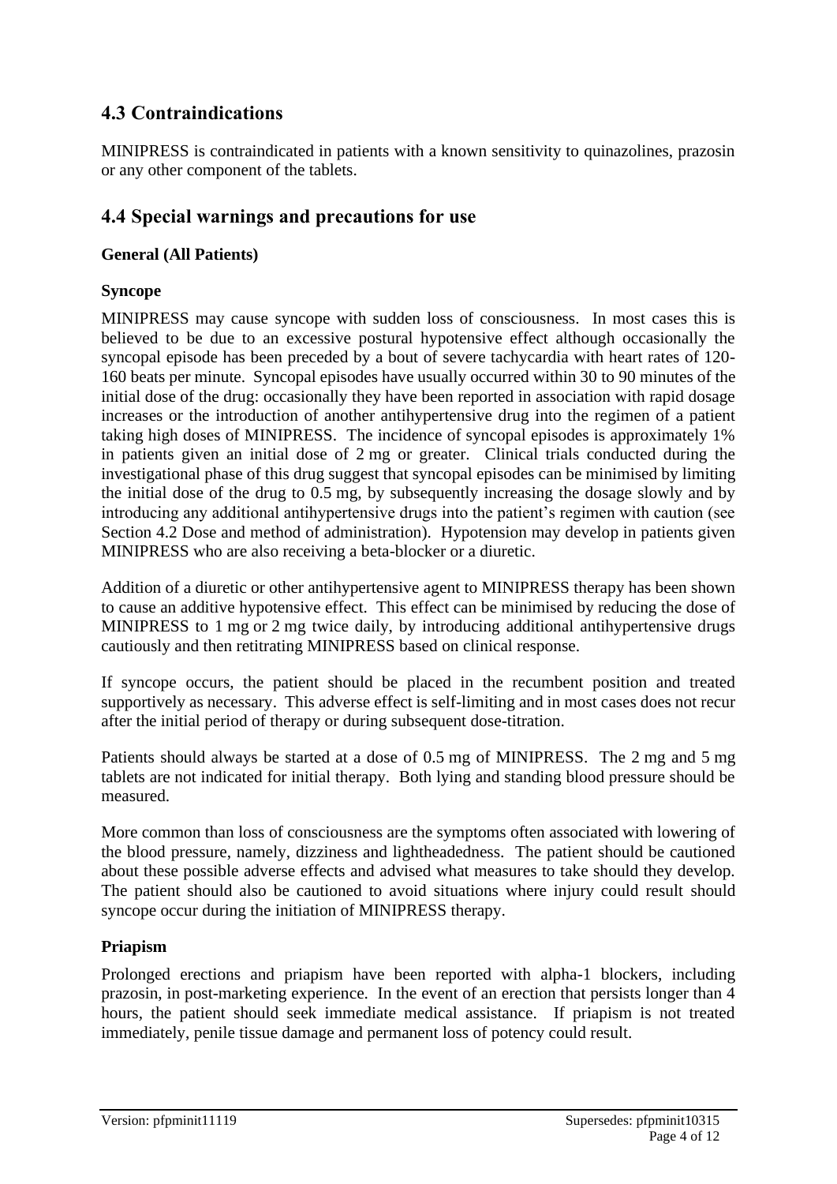## 4.3 Contraindications

MINIPRESS is contraindicated in patients with a known sensitivity to quinazolines, prazosin or any other component of the tablets.

## 4.4 Special warnings and precautions for use

### General (All Patients)

#### Syncope

MINIPRESS may cause syncope with sudden loss of consciousness. In most cases this is believed to be due to an excessive postural hypotensive effect although occasionally the syncopal episode has been preceded by a bout of severe tachycardia with heart rates of 120-160 beats per minute. Syncopal episodes have usually occurred within 30 to 90 minutes of the initial dose of the drug: occasionally they have been reported in association with rapid dosage increases or the introduction of another antihypertensive drug into the regimen of a patient taking high doses of MINIPRESS. The incidence of syncopal episodes is approximately 1% in patients given an initial dose of 2 mg or greater. Clinical trials conducted during the investigational phase of this drug suggest that syncopal episodes can be minimised by limiting the initial dose of the drug to 0.5 mg, by subsequently increasing the dosage slowly and by introducing any additional antihypertensive drugs into the patient's regimen with caution (see Section 4.2 Dose and method of administration). Hypotension may develop in patients given MINIPRESS who are also receiving a beta-blocker or a diuretic.

Addition of a diuretic or other antihypertensive agent to MINIPRESS therapy has been shown to cause an additive hypotensive effect. This effect can be minimised by reducing the dose of MINIPRESS to 1 mg or 2 mg twice daily, by introducing additional antihypertensive drugs cautiously and then retitrating MINIPRESS based on clinical response.

If syncope occurs, the patient should be placed in the recumbent position and treated supportively as necessary. This adverse effect is self-limiting and in most cases does not recur after the initial period of therapy or during subsequent dose-titration.

Patients should always be started at a dose of 0.5 mg of MINIPRESS. The 2 mg and 5 mg tablets are not indicated for initial therapy. Both lying and standing blood pressure should be measured.

More common than loss of consciousness are the symptoms often associated with lowering of the blood pressure, namely, dizziness and lightheadedness. The patient should be cautioned about these possible adverse effects and advised what measures to take should they develop. The patient should also be cautioned to avoid situations where injury could result should syncope occur during the initiation of MINIPRESS therapy.

#### Priapism

Prolonged erections and priapism have been reported with alpha-1 blockers, including prazosin, in post-marketing experience. In the event of an erection that persists longer than 4 hours, the patient should seek immediate medical assistance. If priapism is not treated immediately, penile tissue damage and permanent loss of potency could result.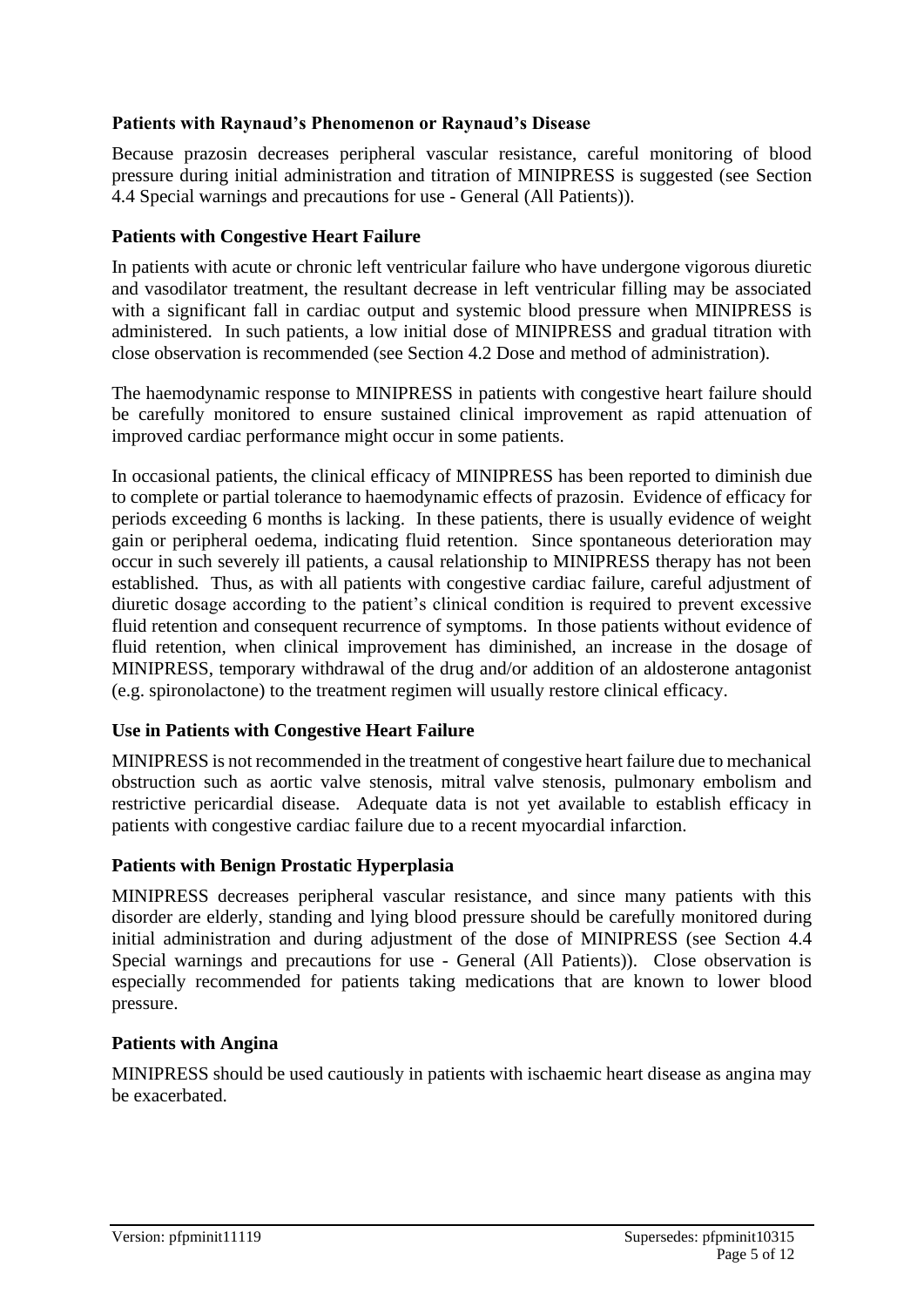### Patients with Raynaud's Phenomenon or Raynaud's Disease

Because prazosin decreases peripheral vascular resistance, careful monitoring of blood pressure during initial administration and titration of MINIPRESS is suggested (see Section 4.4 Special warnings and precautions for use - General (All Patients)).

### Patients with Congestive Heart Failure

In patients with acute or chronic left ventricular failure who have undergone vigorous diuretic and vasodilator treatment, the resultant decrease in left ventricular filling may be associated with a significant fall in cardiac output and systemic blood pressure when MINIPRESS is administered. In such patients, a low initial dose of MINIPRESS and gradual titration with close observation is recommended (see Section 4.2 Dose and method of administration).

The haemodynamic response to MINIPRESS in patients with congestive heart failure should be carefully monitored to ensure sustained clinical improvement as rapid attenuation of improved cardiac performance might occur in some patients.

In occasional patients, the clinical efficacy of MINIPRESS has been reported to diminish due to complete or partial tolerance to haemodynamic effects of prazosin. Evidence of efficacy for periods exceeding 6 months is lacking. In these patients, there is usually evidence of weight gain or peripheral oedema, indicating fluid retention. Since spontaneous deterioration may occur in such severely ill patients, a causal relationship to MINIPRESS therapy has not been established. Thus, as with all patients with congestive cardiac failure, careful adjustment of diuretic dosage according to the patient's clinical condition is required to prevent excessive fluid retention and consequent recurrence of symptoms. In those patients without evidence of fluid retention, when clinical improvement has diminished, an increase in the dosage of MINIPRESS, temporary withdrawal of the drug and/or addition of an aldosterone antagonist (e.g. spironolactone) to the treatment regimen will usually restore clinical efficacy.

### Use in Patients with Congestive Heart Failure

MINIPRESS is not recommended in the treatment of congestive heart failure due to mechanical obstruction such as aortic valve stenosis, mitral valve stenosis, pulmonary embolism and restrictive pericardial disease. Adequate data is not yet available to establish efficacy in patients with congestive cardiac failure due to a recent myocardial infarction.

### Patients with Benign Prostatic Hyperplasia

MINIPRESS decreases peripheral vascular resistance, and since many patients with this disorder are elderly, standing and lying blood pressure should be carefully monitored during initial administration and during adjustment of the dose of MINIPRESS (see Section 4.4 Special warnings and precautions for use - General (All Patients)). Close observation is especially recommended for patients taking medications that are known to lower blood pressure.

### Patients with Angina

MINIPRESS should be used cautiously in patients with ischaemic heart disease as angina may be exacerbated.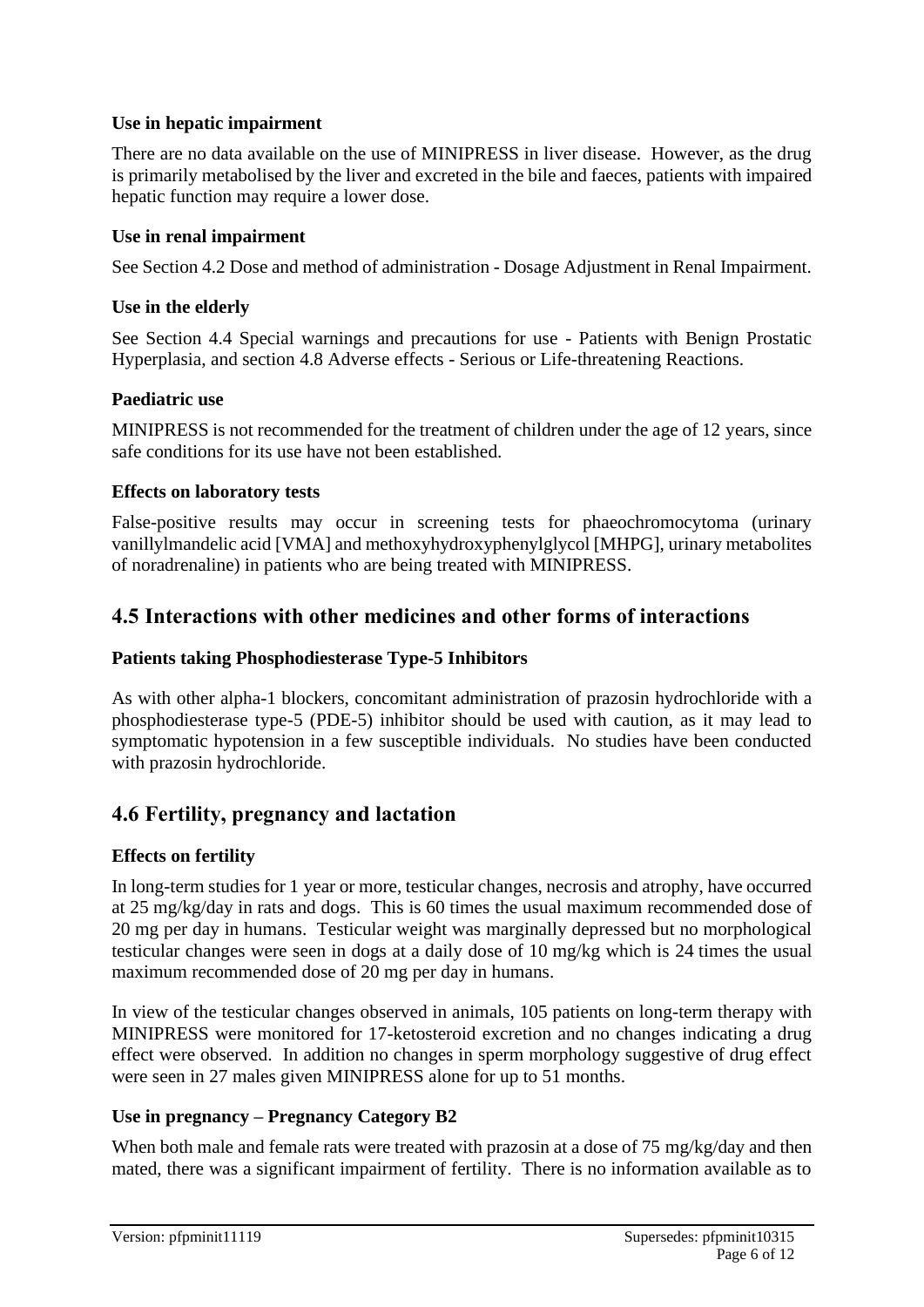### Use in hepatic impairment

There are no data available on the use of MINIPRESS in liver disease. However, as the drug is primarily metabolised by the liver and excreted in the bile and faeces, patients with impaired hepatic function may require a lower dose.

### Use in renal impairment

See Section 4.2 Dose and method of administration - Dosage Adjustment in Renal Impairment.

### Use in the elderly

See Section 4.4 Special warnings and precautions for use - Patients with Benign Prostatic Hyperplasia, and section 4.8 Adverse effects - Serious or Life-threatening Reactions.

### Paediatric use

MINIPRESS is not recommended for the treatment of children under the age of 12 years, since safe conditions for its use have not been established.

### Effects on laboratory tests

False-positive results may occur in screening tests for phaeochromocytoma (urinary vanillylmandelic acid [VMA] and methoxyhydroxyphenylglycol [MHPG], urinary metabolites of noradrenaline) in patients who are being treated with MINIPRESS.

## 4.5 Interactions with other medicines and other forms of interactions

### Patients taking Phosphodiesterase Type-5 Inhibitors

As with other alpha-1 blockers, concomitant administration of prazosin hydrochloride with a phosphodiesterase type-5 (PDE-5) inhibitor should be used with caution, as it may lead to symptomatic hypotension in a few susceptible individuals. No studies have been conducted with prazosin hydrochloride.

## 4.6 Fertility, pregnancy and lactation

### Effects on fertility

In long-term studies for 1 year or more, testicular changes, necrosis and atrophy, have occurred at 25 mg/kg/day in rats and dogs. This is 60 times the usual maximum recommended dose of 20 mg per day in humans. Testicular weight was marginally depressed but no morphological testicular changes were seen in dogs at a daily dose of 10 mg/kg which is 24 times the usual maximum recommended dose of 20 mg per day in humans.

In view of the testicular changes observed in animals, 105 patients on long-term therapy with MINIPRESS were monitored for 17-ketosteroid excretion and no changes indicating a drug effect were observed. In addition no changes in sperm morphology suggestive of drug effect were seen in 27 males given MINIPRESS alone for up to 51 months.

### Use in pregnancy – Pregnancy Category B2

When both male and female rats were treated with prazosin at a dose of 75 mg/kg/day and then mated, there was a significant impairment of fertility. There is no information available as to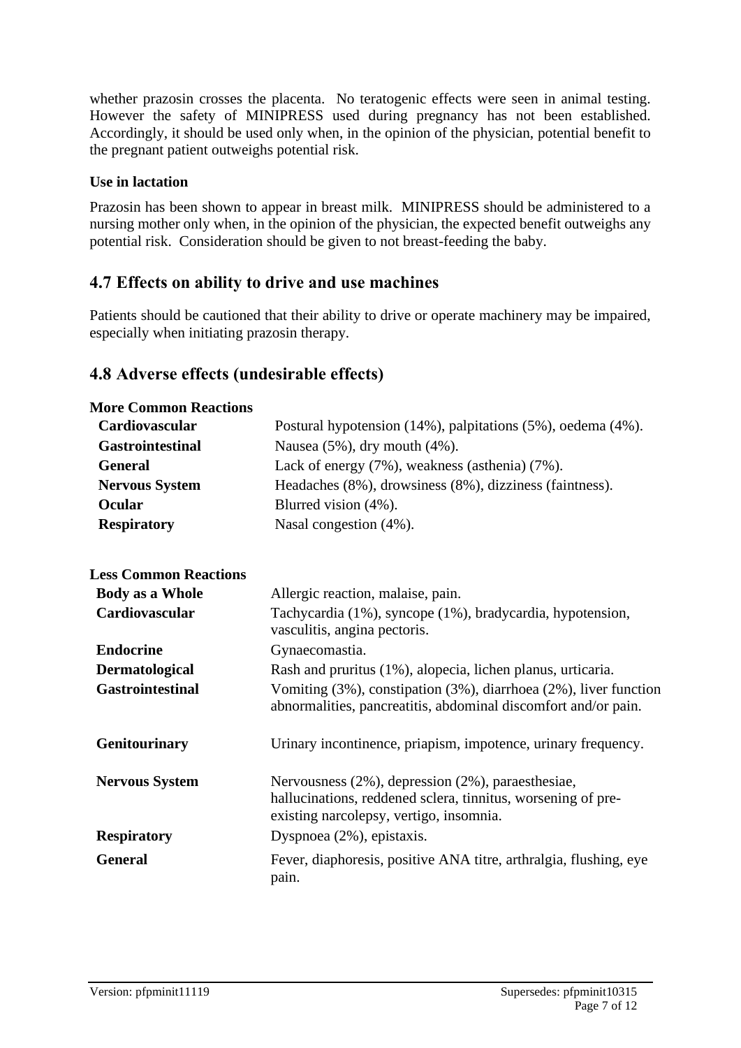whether prazosin crosses the placenta. No teratogenic effects were seen in animal testing. However the safety of MINIPRESS used during pregnancy has not been established. Accordingly, it should be used only when, in the opinion of the physician, potential benefit to the pregnant patient outweighs potential risk.

**Use in lactation**

Prazosin has been shown to appear in breast milk. MINIPRESS should be administered to a nursing mother only when, in the opinion of the physician, the expected benefit outweighs any potential risk. Consideration should be given to not breast-feeding the baby.

## 4.7 Effects on ability to drive and use machines

Patients should be cautioned that their ability to drive or operate machinery may be impaired, especially when initiating prazosin therapy.

## 4.8 Adverse effects (undesirable effects)

**More Common Reactions**

| | |
|---|---|
| **Cardiovascular** | Postural hypotension (14%), palpitations (5%), oedema (4%). |
| **Gastrointestinal** | Nausea (5%), dry mouth (4%). |
| **General** | Lack of energy (7%), weakness (asthenia) (7%). |
| **Nervous System** | Headaches (8%), drowsiness (8%), dizziness (faintness). |
| **Ocular** | Blurred vision (4%). |
| **Respiratory** | Nasal congestion (4%). |

**Less Common Reactions**

| | |
|---|---|
| **Body as a Whole** | Allergic reaction, malaise, pain. |
| **Cardiovascular** | Tachycardia (1%), syncope (1%), bradycardia, hypotension, vasculitis, angina pectoris. |
| **Endocrine** | Gynaecomastia. |
| **Dermatological** | Rash and pruritus (1%), alopecia, lichen planus, urticaria. |
| **Gastrointestinal** | Vomiting (3%), constipation (3%), diarrhoea (2%), liver function abnormalities, pancreatitis, abdominal discomfort and/or pain. |
| **Genitourinary** | Urinary incontinence, priapism, impotence, urinary frequency. |
| **Nervous System** | Nervousness (2%), depression (2%), paraesthesiae, hallucinations, reddened sclera, tinnitus, worsening of pre-existing narcolepsy, vertigo, insomnia. |
| **Respiratory** | Dyspnoea (2%), epistaxis. |
| **General** | Fever, diaphoresis, positive ANA titre, arthralgia, flushing, eye pain. |

Version: pfpminit11119 Supersedes: pfpminit10315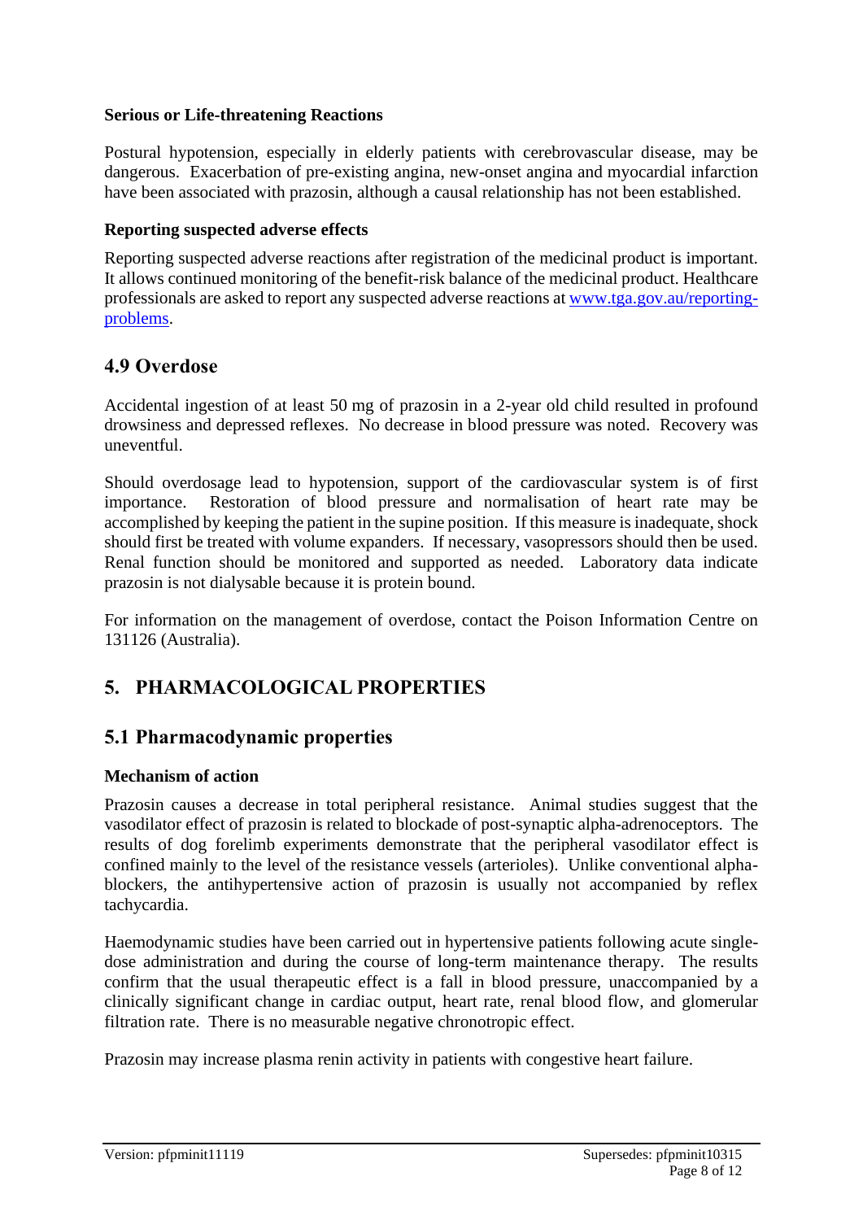**Serious or Life-threatening Reactions**

Postural hypotension, especially in elderly patients with cerebrovascular disease, may be dangerous. Exacerbation of pre-existing angina, new-onset angina and myocardial infarction have been associated with prazosin, although a causal relationship has not been established.

**Reporting suspected adverse effects**

Reporting suspected adverse reactions after registration of the medicinal product is important. It allows continued monitoring of the benefit-risk balance of the medicinal product. Healthcare professionals are asked to report any suspected adverse reactions at [www.tga.gov.au/reporting-problems](www.tga.gov.au/reporting-problems).

## 4.9 Overdose

Accidental ingestion of at least 50 mg of prazosin in a 2-year old child resulted in profound drowsiness and depressed reflexes. No decrease in blood pressure was noted. Recovery was uneventful.

Should overdosage lead to hypotension, support of the cardiovascular system is of first importance. Restoration of blood pressure and normalisation of heart rate may be accomplished by keeping the patient in the supine position. If this measure is inadequate, shock should first be treated with volume expanders. If necessary, vasopressors should then be used. Renal function should be monitored and supported as needed. Laboratory data indicate prazosin is not dialysable because it is protein bound.

For information on the management of overdose, contact the Poison Information Centre on 131126 (Australia).

# 5. PHARMACOLOGICAL PROPERTIES

## 5.1 Pharmacodynamic properties

**Mechanism of action**

Prazosin causes a decrease in total peripheral resistance. Animal studies suggest that the vasodilator effect of prazosin is related to blockade of post-synaptic alpha-adrenoceptors. The results of dog forelimb experiments demonstrate that the peripheral vasodilator effect is confined mainly to the level of the resistance vessels (arterioles). Unlike conventional alpha-blockers, the antihypertensive action of prazosin is usually not accompanied by reflex tachycardia.

Haemodynamic studies have been carried out in hypertensive patients following acute single-dose administration and during the course of long-term maintenance therapy. The results confirm that the usual therapeutic effect is a fall in blood pressure, unaccompanied by a clinically significant change in cardiac output, heart rate, renal blood flow, and glomerular filtration rate. There is no measurable negative chronotropic effect.

Prazosin may increase plasma renin activity in patients with congestive heart failure.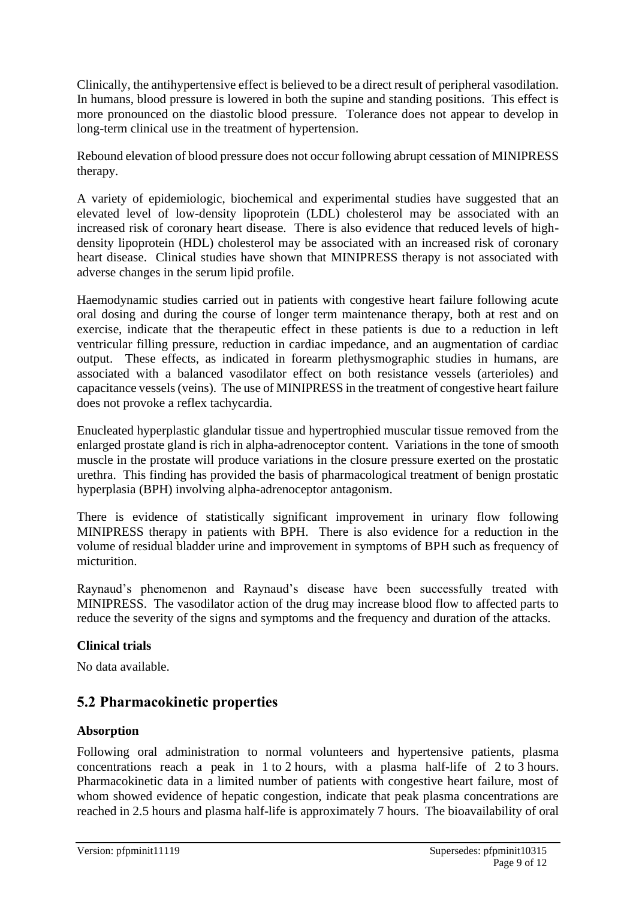Clinically, the antihypertensive effect is believed to be a direct result of peripheral vasodilation. In humans, blood pressure is lowered in both the supine and standing positions. This effect is more pronounced on the diastolic blood pressure. Tolerance does not appear to develop in long-term clinical use in the treatment of hypertension.

Rebound elevation of blood pressure does not occur following abrupt cessation of MINIPRESS therapy.

A variety of epidemiologic, biochemical and experimental studies have suggested that an elevated level of low-density lipoprotein (LDL) cholesterol may be associated with an increased risk of coronary heart disease. There is also evidence that reduced levels of high-density lipoprotein (HDL) cholesterol may be associated with an increased risk of coronary heart disease. Clinical studies have shown that MINIPRESS therapy is not associated with adverse changes in the serum lipid profile.

Haemodynamic studies carried out in patients with congestive heart failure following acute oral dosing and during the course of longer term maintenance therapy, both at rest and on exercise, indicate that the therapeutic effect in these patients is due to a reduction in left ventricular filling pressure, reduction in cardiac impedance, and an augmentation of cardiac output. These effects, as indicated in forearm plethysmographic studies in humans, are associated with a balanced vasodilator effect on both resistance vessels (arterioles) and capacitance vessels (veins). The use of MINIPRESS in the treatment of congestive heart failure does not provoke a reflex tachycardia.

Enucleated hyperplastic glandular tissue and hypertrophied muscular tissue removed from the enlarged prostate gland is rich in alpha-adrenoceptor content. Variations in the tone of smooth muscle in the prostate will produce variations in the closure pressure exerted on the prostatic urethra. This finding has provided the basis of pharmacological treatment of benign prostatic hyperplasia (BPH) involving alpha-adrenoceptor antagonism.

There is evidence of statistically significant improvement in urinary flow following MINIPRESS therapy in patients with BPH. There is also evidence for a reduction in the volume of residual bladder urine and improvement in symptoms of BPH such as frequency of micturition.

Raynaud's phenomenon and Raynaud's disease have been successfully treated with MINIPRESS. The vasodilator action of the drug may increase blood flow to affected parts to reduce the severity of the signs and symptoms and the frequency and duration of the attacks.

**Clinical trials**

No data available.

## 5.2 Pharmacokinetic properties

**Absorption**

Following oral administration to normal volunteers and hypertensive patients, plasma concentrations reach a peak in 1 to 2 hours, with a plasma half-life of 2 to 3 hours. Pharmacokinetic data in a limited number of patients with congestive heart failure, most of whom showed evidence of hepatic congestion, indicate that peak plasma concentrations are reached in 2.5 hours and plasma half-life is approximately 7 hours. The bioavailability of oral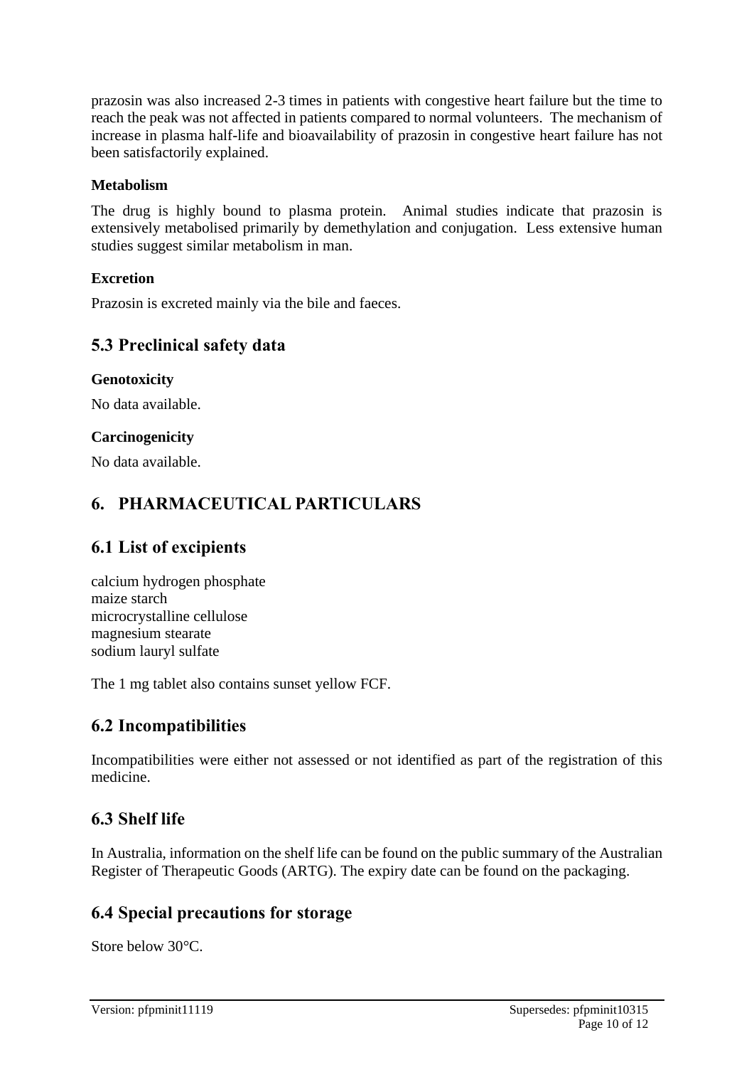prazosin was also increased 2-3 times in patients with congestive heart failure but the time to reach the peak was not affected in patients compared to normal volunteers. The mechanism of increase in plasma half-life and bioavailability of prazosin in congestive heart failure has not been satisfactorily explained.

**Metabolism**

The drug is highly bound to plasma protein. Animal studies indicate that prazosin is extensively metabolised primarily by demethylation and conjugation. Less extensive human studies suggest similar metabolism in man.

**Excretion**

Prazosin is excreted mainly via the bile and faeces.

## 5.3 Preclinical safety data

**Genotoxicity**

No data available.

**Carcinogenicity**

No data available.

# 6. PHARMACEUTICAL PARTICULARS

## 6.1 List of excipients

calcium hydrogen phosphate
maize starch
microcrystalline cellulose
magnesium stearate
sodium lauryl sulfate

The 1 mg tablet also contains sunset yellow FCF.

## 6.2 Incompatibilities

Incompatibilities were either not assessed or not identified as part of the registration of this medicine.

## 6.3 Shelf life

In Australia, information on the shelf life can be found on the public summary of the Australian Register of Therapeutic Goods (ARTG). The expiry date can be found on the packaging.

## 6.4 Special precautions for storage

Store below 30°C.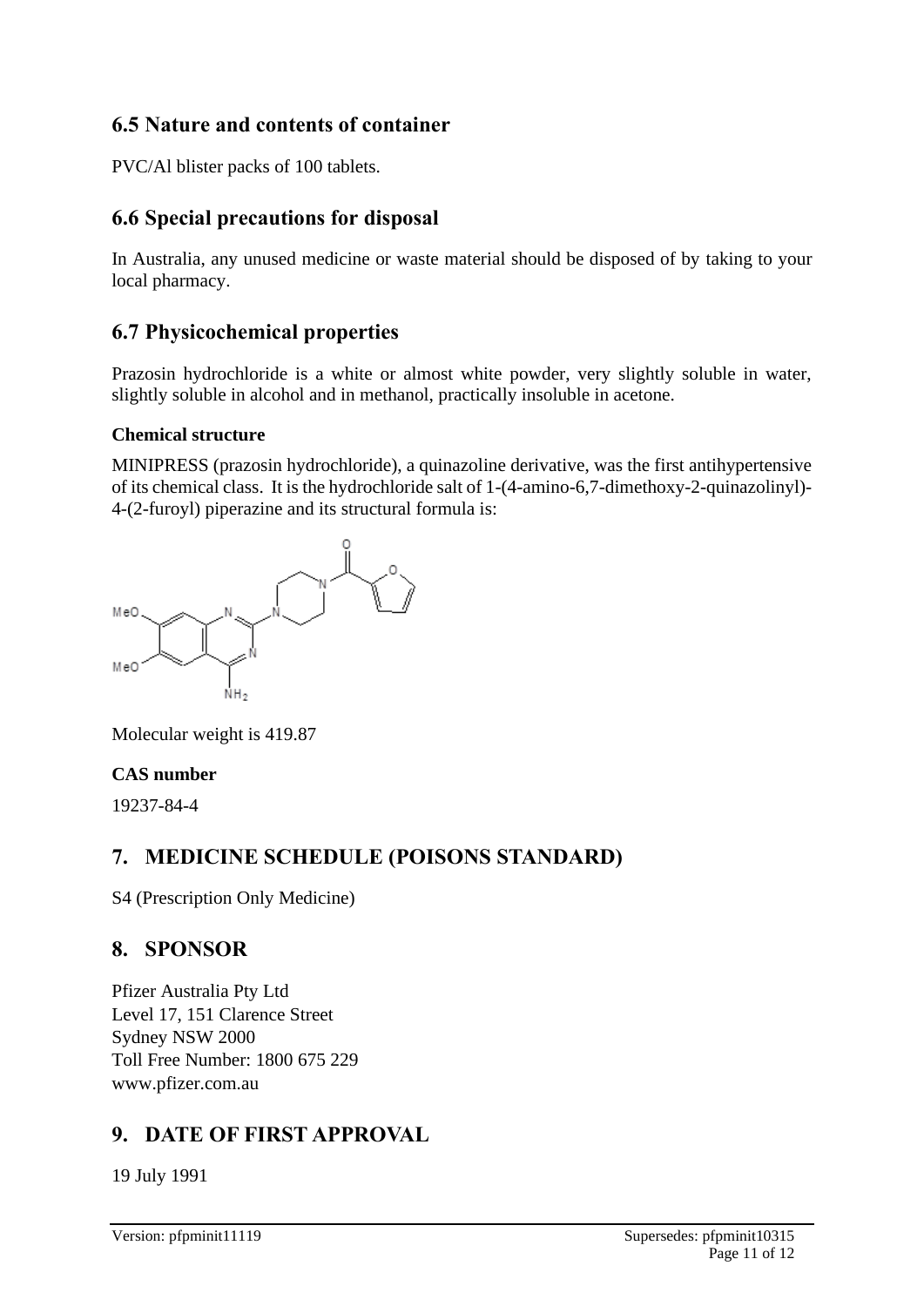## 6.5 Nature and contents of container

PVC/Al blister packs of 100 tablets.

## 6.6 Special precautions for disposal

In Australia, any unused medicine or waste material should be disposed of by taking to your local pharmacy.

## 6.7 Physicochemical properties

Prazosin hydrochloride is a white or almost white powder, very slightly soluble in water, slightly soluble in alcohol and in methanol, practically insoluble in acetone.

### Chemical structure

MINIPRESS (prazosin hydrochloride), a quinazoline derivative, was the first antihypertensive of its chemical class. It is the hydrochloride salt of 1-(4-amino-6,7-dimethoxy-2-quinazolinyl)-4-(2-furoyl) piperazine and its structural formula is:

Molecular weight is 419.87

### CAS number

19237-84-4

# 7. MEDICINE SCHEDULE (POISONS STANDARD)

S4 (Prescription Only Medicine)

# 8. SPONSOR

Pfizer Australia Pty Ltd
Level 17, 151 Clarence Street
Sydney NSW 2000
Toll Free Number: 1800 675 229
www.pfizer.com.au

# 9. DATE OF FIRST APPROVAL

19 July 1991

Version: pfpminit11119 Supersedes: pfpminit10315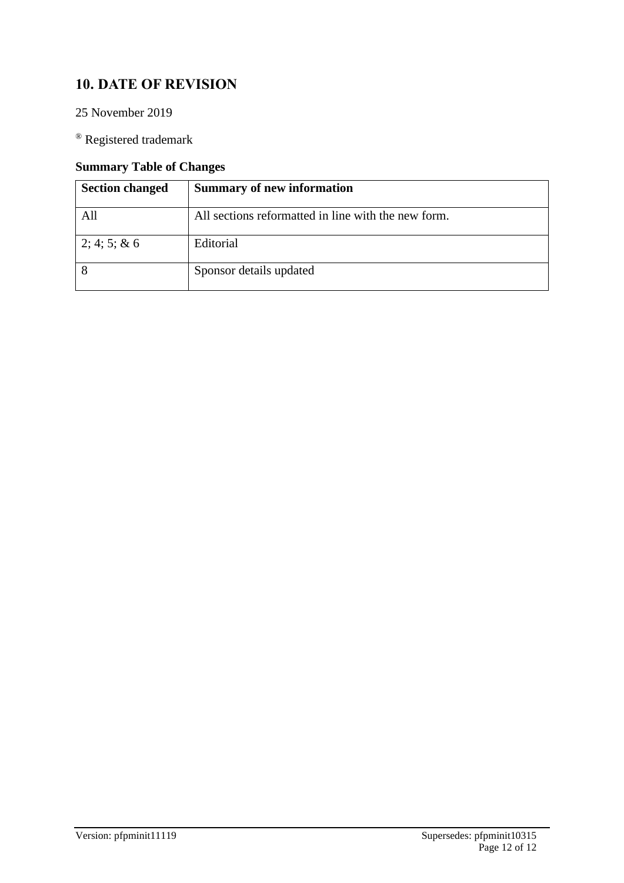## 10. DATE OF REVISION

25 November 2019

® Registered trademark

### Summary Table of Changes

| Section changed | Summary of new information |
|---|---|
| All | All sections reformatted in line with the new form. |
| 2; 4; 5; & 6 | Editorial |
| 8 | Sponsor details updated |